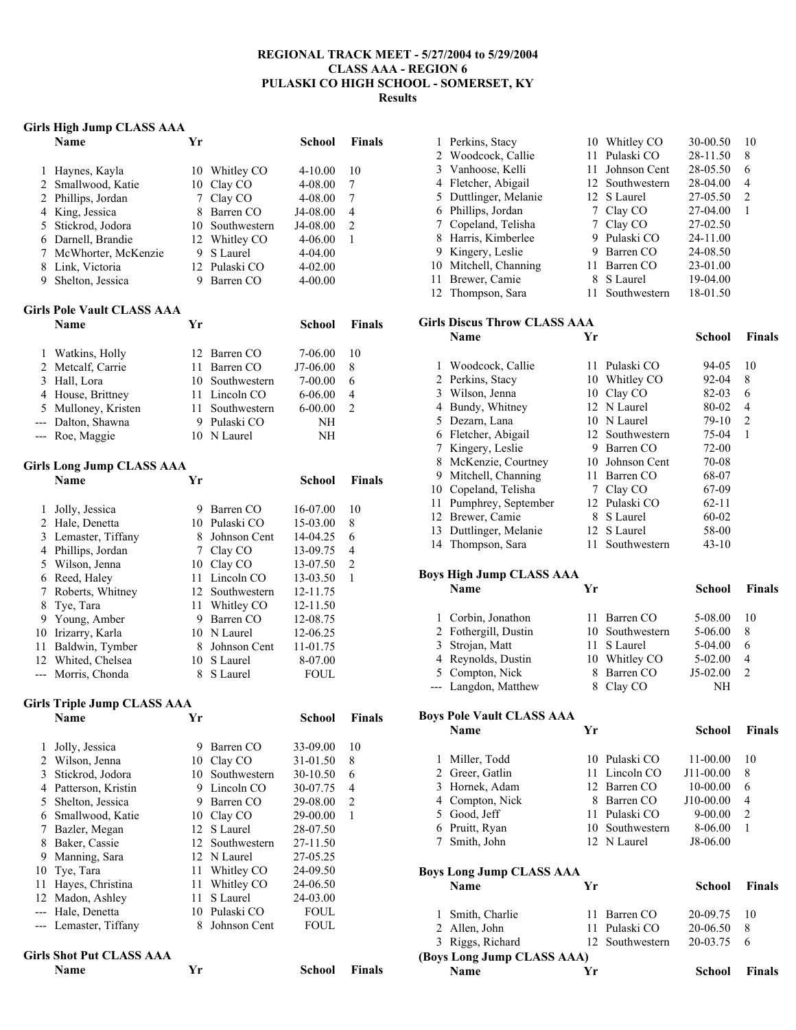# REGIONAL TRACK MEET - 5/27/2004 to 5/29/2004
## CLASS AAA - REGION 6
## PULASKI CO HIGH SCHOOL - SOMERSET, KY
## Results

### Girls High Jump CLASS AAA

| | Name | Yr | School | Finals | |
|---|---|---|---|---|---|
| 1 | Haynes, Kayla | 10 | Whitley CO | 4-10.00 | 10 |
| 2 | Smallwood, Katie | 10 | Clay CO | 4-08.00 | 7 |
| 2 | Phillips, Jordan | 7 | Clay CO | 4-08.00 | 7 |
| 4 | King, Jessica | 8 | Barren CO | J4-08.00 | 4 |
| 5 | Stickrod, Jodora | 10 | Southwestern | J4-08.00 | 2 |
| 6 | Darnell, Brandie | 12 | Whitley CO | 4-06.00 | 1 |
| 7 | McWhorter, McKenzie | 9 | S Laurel | 4-04.00 | |
| 8 | Link, Victoria | 12 | Pulaski CO | 4-02.00 | |
| 9 | Shelton, Jessica | 9 | Barren CO | 4-00.00 | |

### Girls Pole Vault CLASS AAA

| | Name | Yr | School | Finals | |
|---|---|---|---|---|---|
| 1 | Watkins, Holly | 12 | Barren CO | 7-06.00 | 10 |
| 2 | Metcalf, Carrie | 11 | Barren CO | J7-06.00 | 8 |
| 3 | Hall, Lora | 10 | Southwestern | 7-00.00 | 6 |
| 4 | House, Brittney | 11 | Lincoln CO | 6-06.00 | 4 |
| 5 | Mulloney, Kristen | 11 | Southwestern | 6-00.00 | 2 |
| --- | Dalton, Shawna | 9 | Pulaski CO | NH | |
| --- | Roe, Maggie | 10 | N Laurel | NH | |

### Girls Long Jump CLASS AAA

| | Name | Yr | School | Finals | |
|---|---|---|---|---|---|
| 1 | Jolly, Jessica | 9 | Barren CO | 16-07.00 | 10 |
| 2 | Hale, Denetta | 10 | Pulaski CO | 15-03.00 | 8 |
| 3 | Lemaster, Tiffany | 8 | Johnson Cent | 14-04.25 | 6 |
| 4 | Phillips, Jordan | 7 | Clay CO | 13-09.75 | 4 |
| 5 | Wilson, Jenna | 10 | Clay CO | 13-07.50 | 2 |
| 6 | Reed, Haley | 11 | Lincoln CO | 13-03.50 | 1 |
| 7 | Roberts, Whitney | 12 | Southwestern | 12-11.75 | |
| 8 | Tye, Tara | 11 | Whitley CO | 12-11.50 | |
| 9 | Young, Amber | 9 | Barren CO | 12-08.75 | |
| 10 | Irizarry, Karla | 10 | N Laurel | 12-06.25 | |
| 11 | Baldwin, Tymber | 8 | Johnson Cent | 11-01.75 | |
| 12 | Whited, Chelsea | 10 | S Laurel | 8-07.00 | |
| --- | Morris, Chonda | 8 | S Laurel | FOUL | |

### Girls Triple Jump CLASS AAA

| | Name | Yr | School | Finals | |
|---|---|---|---|---|---|
| 1 | Jolly, Jessica | 9 | Barren CO | 33-09.00 | 10 |
| 2 | Wilson, Jenna | 10 | Clay CO | 31-01.50 | 8 |
| 3 | Stickrod, Jodora | 10 | Southwestern | 30-10.50 | 6 |
| 4 | Patterson, Kristin | 9 | Lincoln CO | 30-07.75 | 4 |
| 5 | Shelton, Jessica | 9 | Barren CO | 29-08.00 | 2 |
| 6 | Smallwood, Katie | 10 | Clay CO | 29-00.00 | 1 |
| 7 | Bazler, Megan | 12 | S Laurel | 28-07.50 | |
| 8 | Baker, Cassie | 12 | Southwestern | 27-11.50 | |
| 9 | Manning, Sara | 12 | N Laurel | 27-05.25 | |
| 10 | Tye, Tara | 11 | Whitley CO | 24-09.50 | |
| 11 | Hayes, Christina | 11 | Whitley CO | 24-06.50 | |
| 12 | Madon, Ashley | 11 | S Laurel | 24-03.00 | |
| --- | Hale, Denetta | 10 | Pulaski CO | FOUL | |
| --- | Lemaster, Tiffany | 8 | Johnson Cent | FOUL | |

### Girls Shot Put CLASS AAA

| | Name | Yr | School | Finals | |
|---|---|---|---|---|---|
| 1 | Perkins, Stacy | 10 | Whitley CO | 30-00.50 | 10 |
| 2 | Woodcock, Callie | 11 | Pulaski CO | 28-11.50 | 8 |
| 3 | Vanhoose, Kelli | 11 | Johnson Cent | 28-05.50 | 6 |
| 4 | Fletcher, Abigail | 12 | Southwestern | 28-04.00 | 4 |
| 5 | Duttlinger, Melanie | 12 | S Laurel | 27-05.50 | 2 |
| 6 | Phillips, Jordan | 7 | Clay CO | 27-04.00 | 1 |
| 7 | Copeland, Telisha | 7 | Clay CO | 27-02.50 | |
| 8 | Harris, Kimberlee | 9 | Pulaski CO | 24-11.00 | |
| 9 | Kingery, Leslie | 9 | Barren CO | 24-08.50 | |
| 10 | Mitchell, Channing | 11 | Barren CO | 23-01.00 | |
| 11 | Brewer, Camie | 8 | S Laurel | 19-04.00 | |
| 12 | Thompson, Sara | 11 | Southwestern | 18-01.50 | |

### Girls Discus Throw CLASS AAA

| | Name | Yr | School | Finals | |
|---|---|---|---|---|---|
| 1 | Woodcock, Callie | 11 | Pulaski CO | 94-05 | 10 |
| 2 | Perkins, Stacy | 10 | Whitley CO | 92-04 | 8 |
| 3 | Wilson, Jenna | 10 | Clay CO | 82-03 | 6 |
| 4 | Bundy, Whitney | 12 | N Laurel | 80-02 | 4 |
| 5 | Dezarn, Lana | 10 | N Laurel | 79-10 | 2 |
| 6 | Fletcher, Abigail | 12 | Southwestern | 75-04 | 1 |
| 7 | Kingery, Leslie | 9 | Barren CO | 72-00 | |
| 8 | McKenzie, Courtney | 10 | Johnson Cent | 70-08 | |
| 9 | Mitchell, Channing | 11 | Barren CO | 68-07 | |
| 10 | Copeland, Telisha | 7 | Clay CO | 67-09 | |
| 11 | Pumphrey, September | 12 | Pulaski CO | 62-11 | |
| 12 | Brewer, Camie | 8 | S Laurel | 60-02 | |
| 13 | Duttlinger, Melanie | 12 | S Laurel | 58-00 | |
| 14 | Thompson, Sara | 11 | Southwestern | 43-10 | |

### Boys High Jump CLASS AAA

| | Name | Yr | School | Finals | |
|---|---|---|---|---|---|
| 1 | Corbin, Jonathon | 11 | Barren CO | 5-08.00 | 10 |
| 2 | Fothergill, Dustin | 10 | Southwestern | 5-06.00 | 8 |
| 3 | Strojan, Matt | 11 | S Laurel | 5-04.00 | 6 |
| 4 | Reynolds, Dustin | 10 | Whitley CO | 5-02.00 | 4 |
| 5 | Compton, Nick | 8 | Barren CO | J5-02.00 | 2 |
| --- | Langdon, Matthew | 8 | Clay CO | NH | |

### Boys Pole Vault CLASS AAA

| | Name | Yr | School | Finals | |
|---|---|---|---|---|---|
| 1 | Miller, Todd | 10 | Pulaski CO | 11-00.00 | 10 |
| 2 | Greer, Gatlin | 11 | Lincoln CO | J11-00.00 | 8 |
| 3 | Hornek, Adam | 12 | Barren CO | 10-00.00 | 6 |
| 4 | Compton, Nick | 8 | Barren CO | J10-00.00 | 4 |
| 5 | Good, Jeff | 11 | Pulaski CO | 9-00.00 | 2 |
| 6 | Pruitt, Ryan | 10 | Southwestern | 8-06.00 | 1 |
| 7 | Smith, John | 12 | N Laurel | J8-06.00 | |

### Boys Long Jump CLASS AAA

| | Name | Yr | School | Finals | |
|---|---|---|---|---|---|
| 1 | Smith, Charlie | 11 | Barren CO | 20-09.75 | 10 |
| 2 | Allen, John | 11 | Pulaski CO | 20-06.50 | 8 |
| 3 | Riggs, Richard | 12 | Southwestern | 20-03.75 | 6 |

**(Boys Long Jump CLASS AAA)**

| Name | Yr | School | Finals |
|---|---|---|---|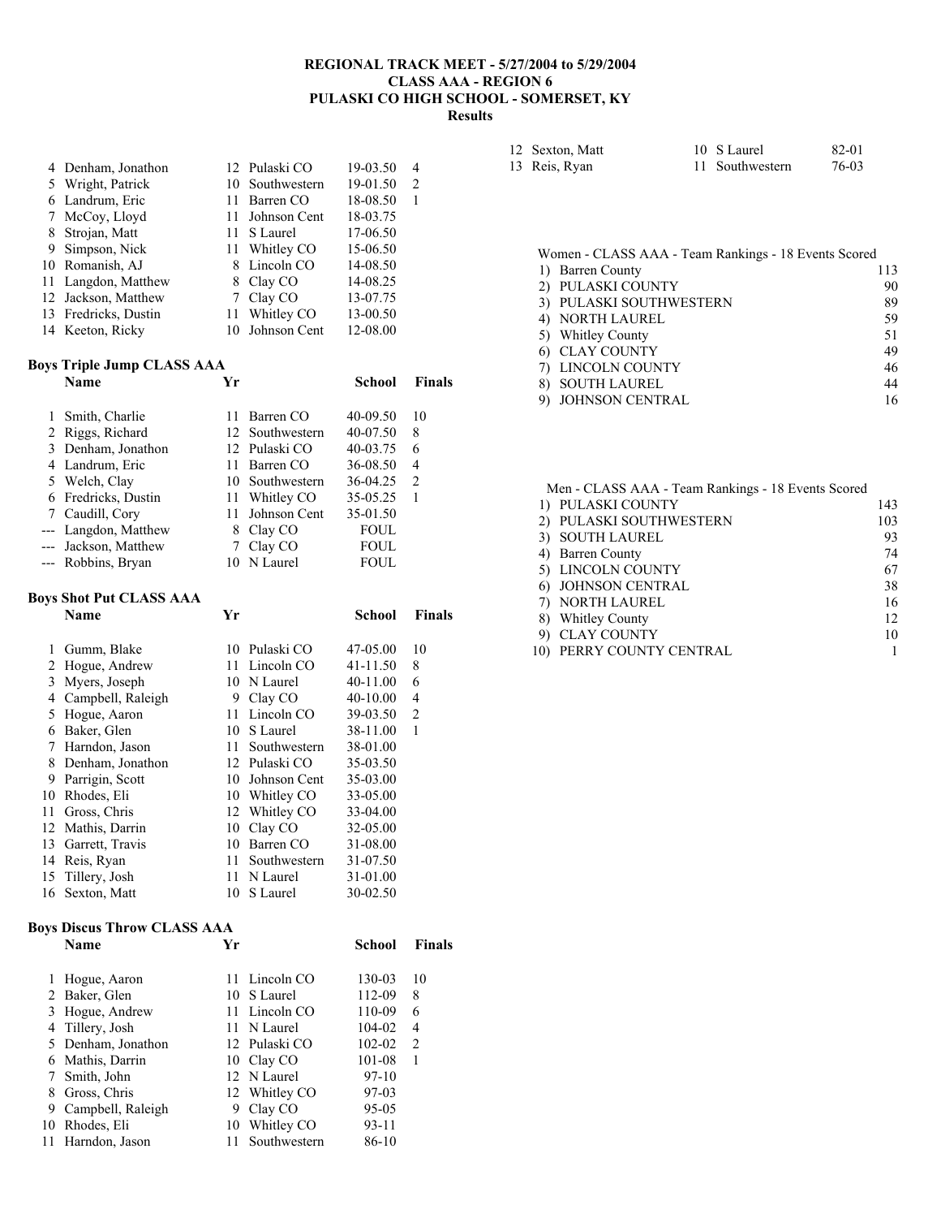**REGIONAL TRACK MEET - 5/27/2004 to 5/29/2004**
**CLASS AAA - REGION 6**
**PULASKI CO HIGH SCHOOL - SOMERSET, KY**
**Results**

| | Name | Yr | School | Finals | |
|---|---|---|---|---|---|
| 4 | Denham, Jonathon | 12 | Pulaski CO | 19-03.50 | 4 |
| 5 | Wright, Patrick | 10 | Southwestern | 19-01.50 | 2 |
| 6 | Landrum, Eric | 11 | Barren CO | 18-08.50 | 1 |
| 7 | McCoy, Lloyd | 11 | Johnson Cent | 18-03.75 | |
| 8 | Strojan, Matt | 11 | S Laurel | 17-06.50 | |
| 9 | Simpson, Nick | 11 | Whitley CO | 15-06.50 | |
| 10 | Romanish, AJ | 8 | Lincoln CO | 14-08.50 | |
| 11 | Langdon, Matthew | 8 | Clay CO | 14-08.25 | |
| 12 | Jackson, Matthew | 7 | Clay CO | 13-07.75 | |
| 13 | Fredricks, Dustin | 11 | Whitley CO | 13-00.50 | |
| 14 | Keeton, Ricky | 10 | Johnson Cent | 12-08.00 | |

**Boys Triple Jump CLASS AAA**

| | Name | Yr | School | Finals | |
|---|---|---|---|---|---|
| 1 | Smith, Charlie | 11 | Barren CO | 40-09.50 | 10 |
| 2 | Riggs, Richard | 12 | Southwestern | 40-07.50 | 8 |
| 3 | Denham, Jonathon | 12 | Pulaski CO | 40-03.75 | 6 |
| 4 | Landrum, Eric | 11 | Barren CO | 36-08.50 | 4 |
| 5 | Welch, Clay | 10 | Southwestern | 36-04.25 | 2 |
| 6 | Fredricks, Dustin | 11 | Whitley CO | 35-05.25 | 1 |
| 7 | Caudill, Cory | 11 | Johnson Cent | 35-01.50 | |
| --- | Langdon, Matthew | 8 | Clay CO | FOUL | |
| --- | Jackson, Matthew | 7 | Clay CO | FOUL | |
| --- | Robbins, Bryan | 10 | N Laurel | FOUL | |

**Boys Shot Put CLASS AAA**

| | Name | Yr | School | Finals | |
|---|---|---|---|---|---|
| 1 | Gumm, Blake | 10 | Pulaski CO | 47-05.00 | 10 |
| 2 | Hogue, Andrew | 11 | Lincoln CO | 41-11.50 | 8 |
| 3 | Myers, Joseph | 10 | N Laurel | 40-11.00 | 6 |
| 4 | Campbell, Raleigh | 9 | Clay CO | 40-10.00 | 4 |
| 5 | Hogue, Aaron | 11 | Lincoln CO | 39-03.50 | 2 |
| 6 | Baker, Glen | 10 | S Laurel | 38-11.00 | 1 |
| 7 | Harndon, Jason | 11 | Southwestern | 38-01.00 | |
| 8 | Denham, Jonathon | 12 | Pulaski CO | 35-03.50 | |
| 9 | Parrigin, Scott | 10 | Johnson Cent | 35-03.00 | |
| 10 | Rhodes, Eli | 10 | Whitley CO | 33-05.00 | |
| 11 | Gross, Chris | 12 | Whitley CO | 33-04.00 | |
| 12 | Mathis, Darrin | 10 | Clay CO | 32-05.00 | |
| 13 | Garrett, Travis | 10 | Barren CO | 31-08.00 | |
| 14 | Reis, Ryan | 11 | Southwestern | 31-07.50 | |
| 15 | Tillery, Josh | 11 | N Laurel | 31-01.00 | |
| 16 | Sexton, Matt | 10 | S Laurel | 30-02.50 | |

**Boys Discus Throw CLASS AAA**

| | Name | Yr | School | Finals | |
|---|---|---|---|---|---|
| 1 | Hogue, Aaron | 11 | Lincoln CO | 130-03 | 10 |
| 2 | Baker, Glen | 10 | S Laurel | 112-09 | 8 |
| 3 | Hogue, Andrew | 11 | Lincoln CO | 110-09 | 6 |
| 4 | Tillery, Josh | 11 | N Laurel | 104-02 | 4 |
| 5 | Denham, Jonathon | 12 | Pulaski CO | 102-02 | 2 |
| 6 | Mathis, Darrin | 10 | Clay CO | 101-08 | 1 |
| 7 | Smith, John | 12 | N Laurel | 97-10 | |
| 8 | Gross, Chris | 12 | Whitley CO | 97-03 | |
| 9 | Campbell, Raleigh | 9 | Clay CO | 95-05 | |
| 10 | Rhodes, Eli | 10 | Whitley CO | 93-11 | |
| 11 | Harndon, Jason | 11 | Southwestern | 86-10 | |
| 12 | Sexton, Matt | 10 | S Laurel | 82-01 | |
| 13 | Reis, Ryan | 11 | Southwestern | 76-03 | |

Women - CLASS AAA - Team Rankings - 18 Events Scored

| | Team | Points |
|---|---|---|
| 1) | Barren County | 113 |
| 2) | PULASKI COUNTY | 90 |
| 3) | PULASKI SOUTHWESTERN | 89 |
| 4) | NORTH LAUREL | 59 |
| 5) | Whitley County | 51 |
| 6) | CLAY COUNTY | 49 |
| 7) | LINCOLN COUNTY | 46 |
| 8) | SOUTH LAUREL | 44 |
| 9) | JOHNSON CENTRAL | 16 |

Men - CLASS AAA - Team Rankings - 18 Events Scored

| | Team | Points |
|---|---|---|
| 1) | PULASKI COUNTY | 143 |
| 2) | PULASKI SOUTHWESTERN | 103 |
| 3) | SOUTH LAUREL | 93 |
| 4) | Barren County | 74 |
| 5) | LINCOLN COUNTY | 67 |
| 6) | JOHNSON CENTRAL | 38 |
| 7) | NORTH LAUREL | 16 |
| 8) | Whitley County | 12 |
| 9) | CLAY COUNTY | 10 |
| 10) | PERRY COUNTY CENTRAL | 1 |